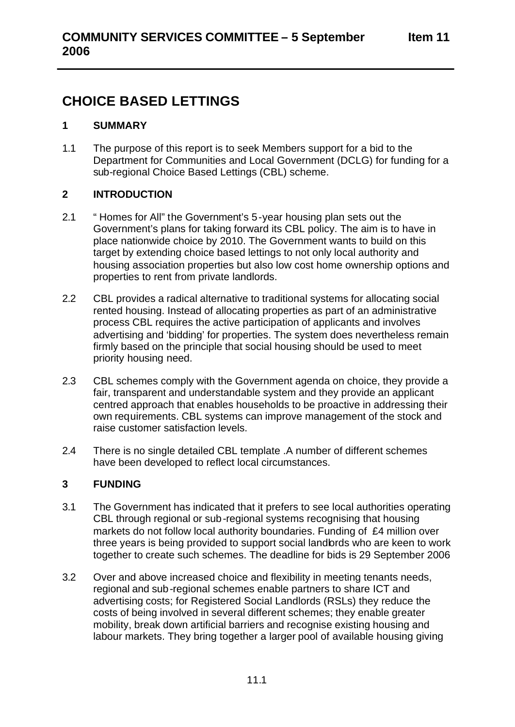# CHOICE BASED LETTINGS

## 1 SUMMARY

1.1 The purpose of this report is to seek Members support for a bid to the Department for Communities and Local Government (DCLG) for funding for a sub-regional Choice Based Lettings (CBL) scheme.

## 2 INTRODUCTION

2.1 " Homes for All" the Government's 5-year housing plan sets out the Government's plans for taking forward its CBL policy. The aim is to have in place nationwide choice by 2010. The Government wants to build on this target by extending choice based lettings to not only local authority and housing association properties but also low cost home ownership options and properties to rent from private landlords.

2.2 CBL provides a radical alternative to traditional systems for allocating social rented housing. Instead of allocating properties as part of an administrative process CBL requires the active participation of applicants and involves advertising and 'bidding' for properties. The system does nevertheless remain firmly based on the principle that social housing should be used to meet priority housing need.

2.3 CBL schemes comply with the Government agenda on choice, they provide a fair, transparent and understandable system and they provide an applicant centred approach that enables households to be proactive in addressing their own requirements. CBL systems can improve management of the stock and raise customer satisfaction levels.

2.4 There is no single detailed CBL template .A number of different schemes have been developed to reflect local circumstances.

## 3 FUNDING

3.1 The Government has indicated that it prefers to see local authorities operating CBL through regional or sub-regional systems recognising that housing markets do not follow local authority boundaries. Funding of £4 million over three years is being provided to support social landlords who are keen to work together to create such schemes. The deadline for bids is 29 September 2006

3.2 Over and above increased choice and flexibility in meeting tenants needs, regional and sub-regional schemes enable partners to share ICT and advertising costs; for Registered Social Landlords (RSLs) they reduce the costs of being involved in several different schemes; they enable greater mobility, break down artificial barriers and recognise existing housing and labour markets. They bring together a larger pool of available housing giving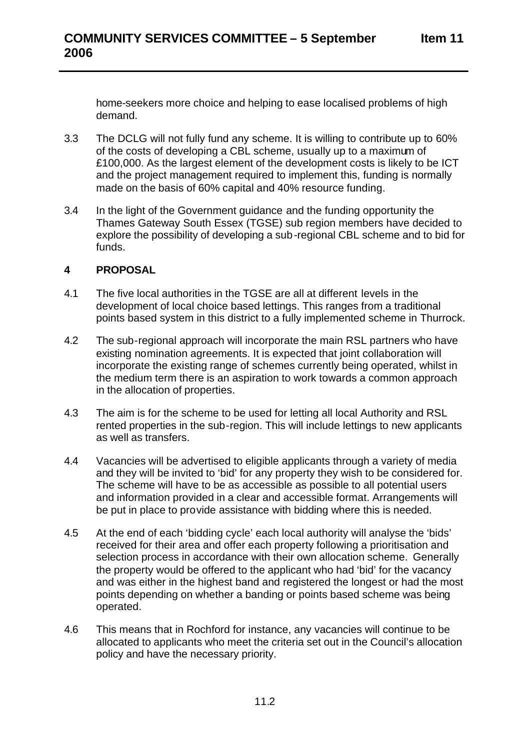home-seekers more choice and helping to ease localised problems of high demand.

3.3 The DCLG will not fully fund any scheme. It is willing to contribute up to 60% of the costs of developing a CBL scheme, usually up to a maximum of £100,000. As the largest element of the development costs is likely to be ICT and the project management required to implement this, funding is normally made on the basis of 60% capital and 40% resource funding.

3.4 In the light of the Government guidance and the funding opportunity the Thames Gateway South Essex (TGSE) sub region members have decided to explore the possibility of developing a sub-regional CBL scheme and to bid for funds.

## 4 PROPOSAL

4.1 The five local authorities in the TGSE are all at different levels in the development of local choice based lettings. This ranges from a traditional points based system in this district to a fully implemented scheme in Thurrock.

4.2 The sub-regional approach will incorporate the main RSL partners who have existing nomination agreements. It is expected that joint collaboration will incorporate the existing range of schemes currently being operated, whilst in the medium term there is an aspiration to work towards a common approach in the allocation of properties.

4.3 The aim is for the scheme to be used for letting all local Authority and RSL rented properties in the sub-region. This will include lettings to new applicants as well as transfers.

4.4 Vacancies will be advertised to eligible applicants through a variety of media and they will be invited to 'bid' for any property they wish to be considered for. The scheme will have to be as accessible as possible to all potential users and information provided in a clear and accessible format. Arrangements will be put in place to provide assistance with bidding where this is needed.

4.5 At the end of each 'bidding cycle' each local authority will analyse the 'bids' received for their area and offer each property following a prioritisation and selection process in accordance with their own allocation scheme. Generally the property would be offered to the applicant who had 'bid' for the vacancy and was either in the highest band and registered the longest or had the most points depending on whether a banding or points based scheme was being operated.

4.6 This means that in Rochford for instance, any vacancies will continue to be allocated to applicants who meet the criteria set out in the Council's allocation policy and have the necessary priority.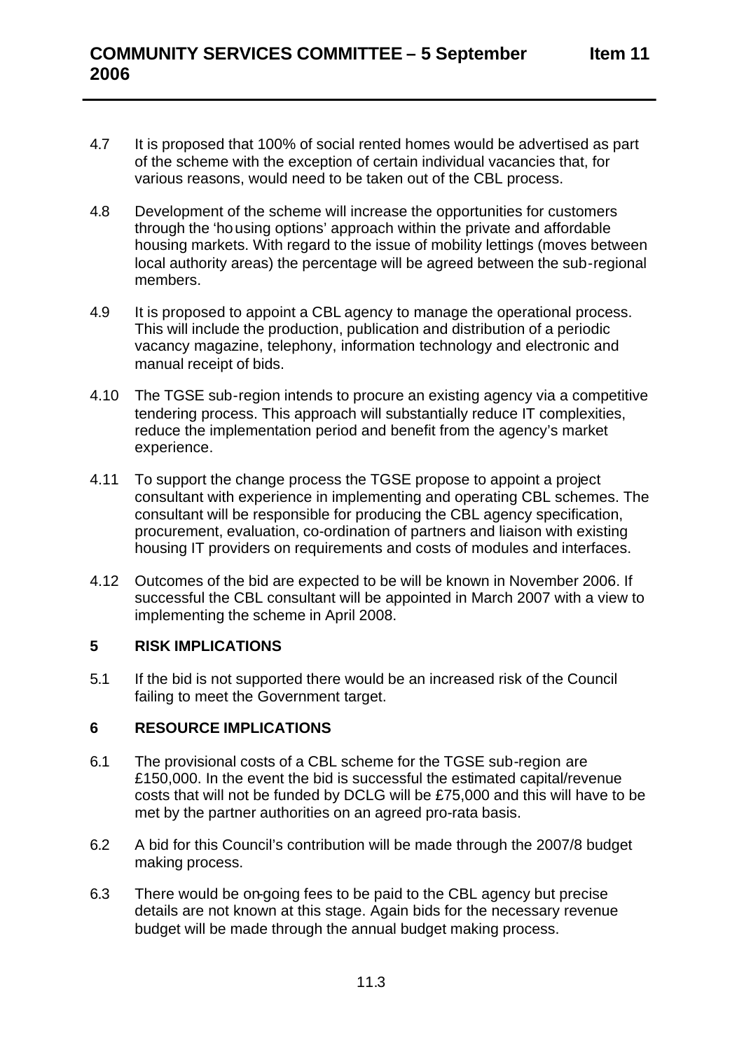4.7 It is proposed that 100% of social rented homes would be advertised as part of the scheme with the exception of certain individual vacancies that, for various reasons, would need to be taken out of the CBL process.

4.8 Development of the scheme will increase the opportunities for customers through the 'housing options' approach within the private and affordable housing markets. With regard to the issue of mobility lettings (moves between local authority areas) the percentage will be agreed between the sub-regional members.

4.9 It is proposed to appoint a CBL agency to manage the operational process. This will include the production, publication and distribution of a periodic vacancy magazine, telephony, information technology and electronic and manual receipt of bids.

4.10 The TGSE sub-region intends to procure an existing agency via a competitive tendering process. This approach will substantially reduce IT complexities, reduce the implementation period and benefit from the agency's market experience.

4.11 To support the change process the TGSE propose to appoint a project consultant with experience in implementing and operating CBL schemes. The consultant will be responsible for producing the CBL agency specification, procurement, evaluation, co-ordination of partners and liaison with existing housing IT providers on requirements and costs of modules and interfaces.

4.12 Outcomes of the bid are expected to be will be known in November 2006. If successful the CBL consultant will be appointed in March 2007 with a view to implementing the scheme in April 2008.

## 5 RISK IMPLICATIONS

5.1 If the bid is not supported there would be an increased risk of the Council failing to meet the Government target.

## 6 RESOURCE IMPLICATIONS

6.1 The provisional costs of a CBL scheme for the TGSE sub-region are £150,000. In the event the bid is successful the estimated capital/revenue costs that will not be funded by DCLG will be £75,000 and this will have to be met by the partner authorities on an agreed pro-rata basis.

6.2 A bid for this Council's contribution will be made through the 2007/8 budget making process.

6.3 There would be on-going fees to be paid to the CBL agency but precise details are not known at this stage. Again bids for the necessary revenue budget will be made through the annual budget making process.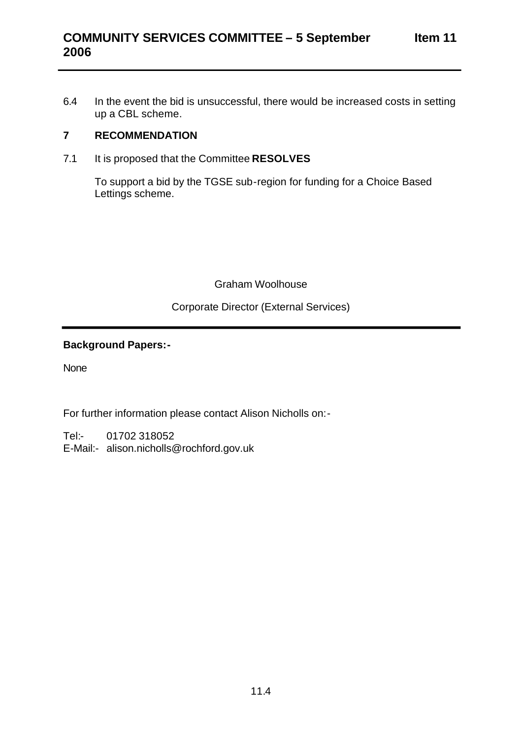6.4 In the event the bid is unsuccessful, there would be increased costs in setting up a CBL scheme.

## 7 RECOMMENDATION

7.1 It is proposed that the Committee **RESOLVES**

To support a bid by the TGSE sub-region for funding for a Choice Based Lettings scheme.

Graham Woolhouse

Corporate Director (External Services)

**Background Papers:-**

None

For further information please contact Alison Nicholls on:-

Tel:- 01702 318052
E-Mail:- alison.nicholls@rochford.gov.uk